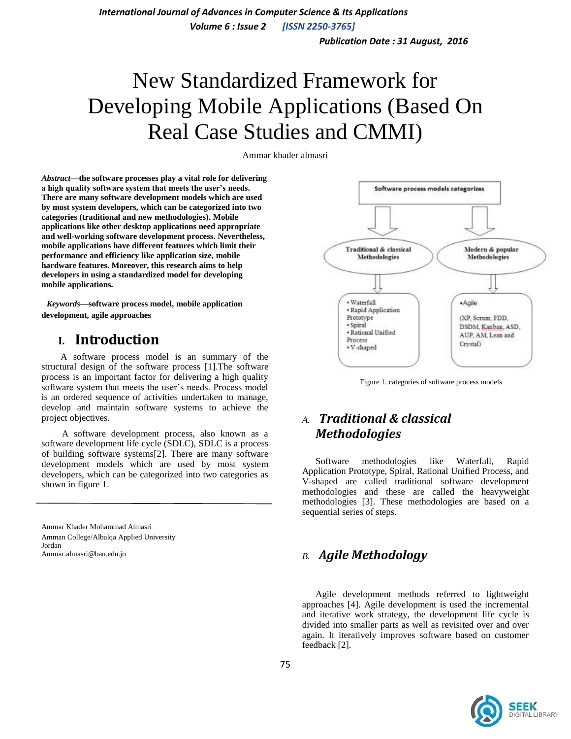# New Standardized Framework for Developing Mobile Applications (Based On Real Case Studies and CMMI)

Ammar khader almasri

***Abstract*—the software processes play a vital role for delivering a high quality software system that meets the user's needs. There are many software development models which are used by most system developers, which can be categorized into two categories (traditional and new methodologies). Mobile applications like other desktop applications need appropriate and well-working software development process. Nevertheless, mobile applications have different features which limit their performance and efficiency like application size, mobile hardware features. Moreover, this research aims to help developers in using a standardized model for developing mobile applications.**

***Keywords*—software process model, mobile application development, agile approaches**

## I. Introduction

A software process model is an summary of the structural design of the software process [1].The software process is an important factor for delivering a high quality software system that meets the user's needs. Process model is an ordered sequence of activities undertaken to manage, develop and maintain software systems to achieve the project objectives.

A software development process, also known as a software development life cycle (SDLC), SDLC is a process of building software systems[2]. There are many software development models which are used by most system developers, which can be categorized into two categories as shown in figure 1.

Ammar Khader Mohammad Almasri
Amman College/Albalqa Applied University
Jordan
Ammar.almasri@bau.edu.jo

Software process models categorizes

Traditional & classical Methodologies
- Waterfall
- Rapid Application Prototype
- Spiral
- Rational Unified Process
- V-shaped

Modern & popular Methodologies
- Agile

(XP, Scrum, FDD, DSDM, Kanban, ASD, AUP, AM, Lean and Crystal)

Figure 1. categories of software process models

### A. *Traditional & classical Methodologies*

Software methodologies like Waterfall, Rapid Application Prototype, Spiral, Rational Unified Process, and V-shaped are called traditional software development methodologies and these are called the heavyweight methodologies [3]. These methodologies are based on a sequential series of steps.

### B. *Agile Methodology*

Agile development methods referred to lightweight approaches [4]. Agile development is used the incremental and iterative work strategy, the development life cycle is divided into smaller parts as well as revisited over and over again. It iteratively improves software based on customer feedback [2].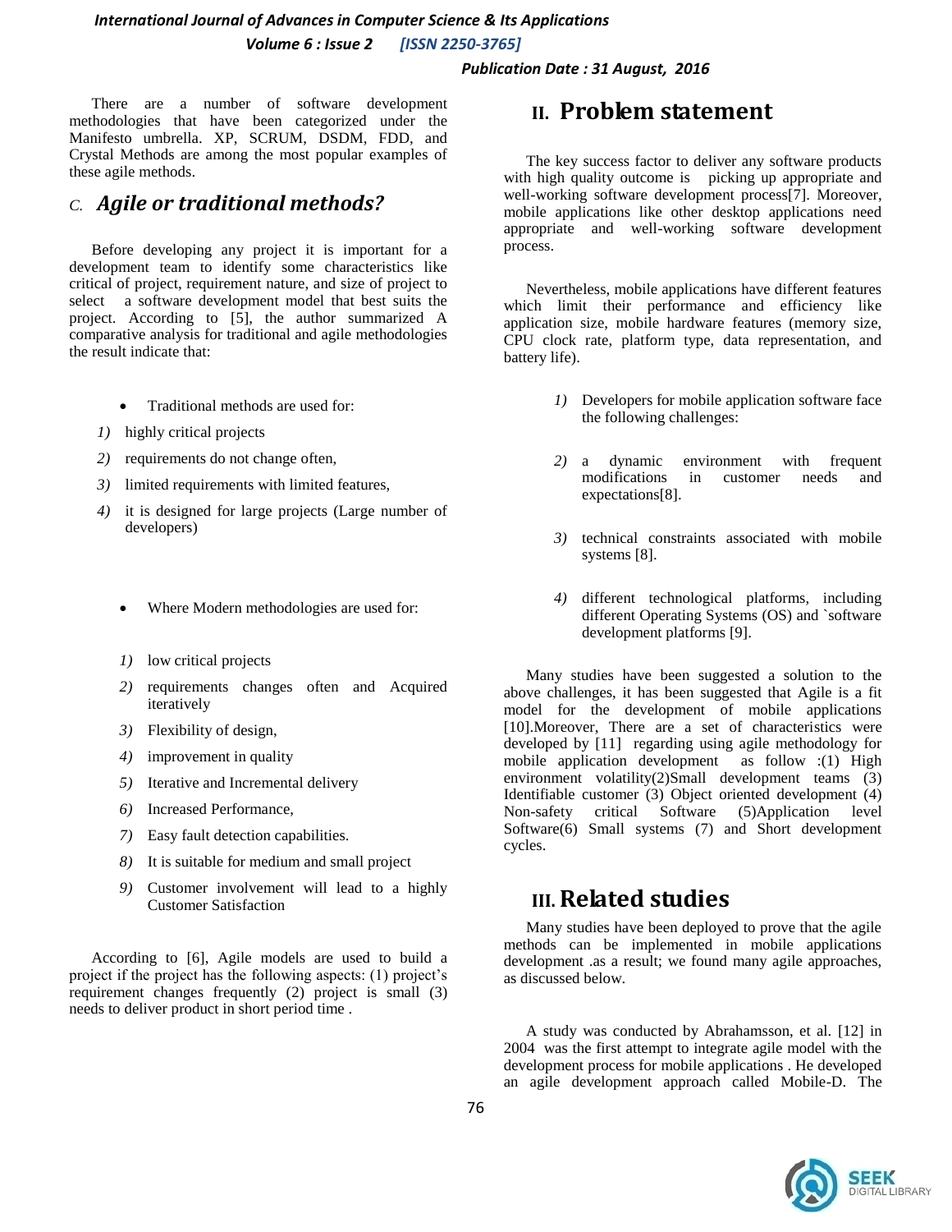There are a number of software development methodologies that have been categorized under the Manifesto umbrella. XP, SCRUM, DSDM, FDD, and Crystal Methods are among the most popular examples of these agile methods.

### *C. Agile or traditional methods?*

Before developing any project it is important for a development team to identify some characteristics like critical of project, requirement nature, and size of project to select a software development model that best suits the project. According to [5], the author summarized A comparative analysis for traditional and agile methodologies the result indicate that:

- Traditional methods are used for:

1) highly critical projects
2) requirements do not change often,
3) limited requirements with limited features,
4) it is designed for large projects (Large number of developers)

- Where Modern methodologies are used for:

1) low critical projects
2) requirements changes often and Acquired iteratively
3) Flexibility of design,
4) improvement in quality
5) Iterative and Incremental delivery
6) Increased Performance,
7) Easy fault detection capabilities.
8) It is suitable for medium and small project
9) Customer involvement will lead to a highly Customer Satisfaction

According to [6], Agile models are used to build a project if the project has the following aspects: (1) project's requirement changes frequently (2) project is small (3) needs to deliver product in short period time .

## II. Problem statement

The key success factor to deliver any software products with high quality outcome is picking up appropriate and well-working software development process[7]. Moreover, mobile applications like other desktop applications need appropriate and well-working software development process.

Nevertheless, mobile applications have different features which limit their performance and efficiency like application size, mobile hardware features (memory size, CPU clock rate, platform type, data representation, and battery life).

1) Developers for mobile application software face the following challenges:
2) a dynamic environment with frequent modifications in customer needs and expectations[8].
3) technical constraints associated with mobile systems [8].
4) different technological platforms, including different Operating Systems (OS) and `software development platforms [9].

Many studies have been suggested a solution to the above challenges, it has been suggested that Agile is a fit model for the development of mobile applications [10].Moreover, There are a set of characteristics were developed by [11] regarding using agile methodology for mobile application development as follow :(1) High environment volatility(2)Small development teams (3) Identifiable customer (3) Object oriented development (4) Non-safety critical Software (5)Application level Software(6) Small systems (7) and Short development cycles.

## III. Related studies

Many studies have been deployed to prove that the agile methods can be implemented in mobile applications development .as a result; we found many agile approaches, as discussed below.

A study was conducted by Abrahamsson, et al. [12] in 2004 was the first attempt to integrate agile model with the development process for mobile applications . He developed an agile development approach called Mobile-D. The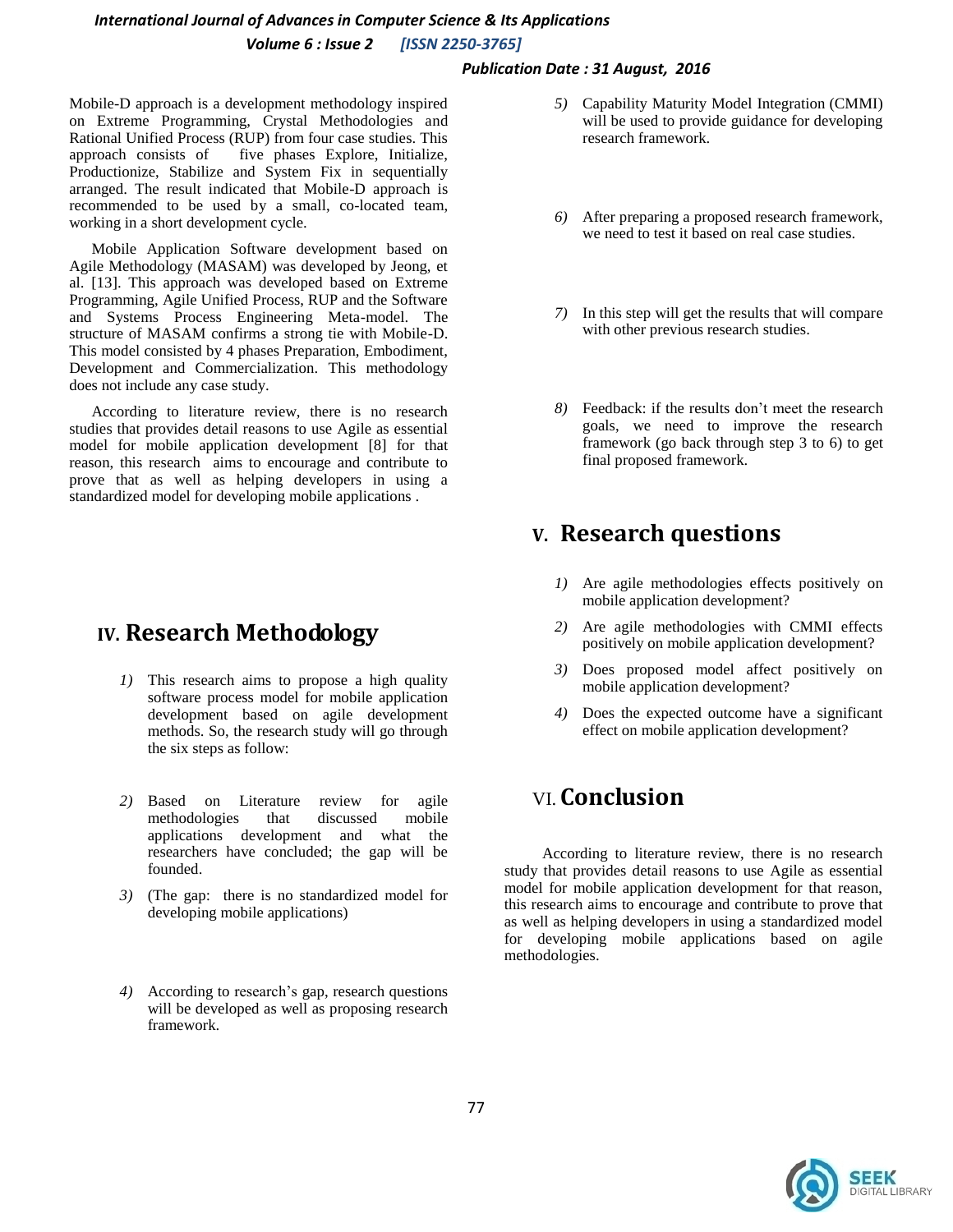Mobile-D approach is a development methodology inspired on Extreme Programming, Crystal Methodologies and Rational Unified Process (RUP) from four case studies. This approach consists of five phases Explore, Initialize, Productionize, Stabilize and System Fix in sequentially arranged. The result indicated that Mobile-D approach is recommended to be used by a small, co-located team, working in a short development cycle.

Mobile Application Software development based on Agile Methodology (MASAM) was developed by Jeong, et al. [13]. This approach was developed based on Extreme Programming, Agile Unified Process, RUP and the Software and Systems Process Engineering Meta-model. The structure of MASAM confirms a strong tie with Mobile-D. This model consisted by 4 phases Preparation, Embodiment, Development and Commercialization. This methodology does not include any case study.

According to literature review, there is no research studies that provides detail reasons to use Agile as essential model for mobile application development [8] for that reason, this research aims to encourage and contribute to prove that as well as helping developers in using a standardized model for developing mobile applications .

# IV. Research Methodology

1) This research aims to propose a high quality software process model for mobile application development based on agile development methods. So, the research study will go through the six steps as follow:

2) Based on Literature review for agile methodologies that discussed mobile applications development and what the researchers have concluded; the gap will be founded.

3) (The gap: there is no standardized model for developing mobile applications)

4) According to research's gap, research questions will be developed as well as proposing research framework.

5) Capability Maturity Model Integration (CMMI) will be used to provide guidance for developing research framework.

6) After preparing a proposed research framework, we need to test it based on real case studies.

7) In this step will get the results that will compare with other previous research studies.

8) Feedback: if the results don't meet the research goals, we need to improve the research framework (go back through step 3 to 6) to get final proposed framework.

# V. Research questions

1) Are agile methodologies effects positively on mobile application development?

2) Are agile methodologies with CMMI effects positively on mobile application development?

3) Does proposed model affect positively on mobile application development?

4) Does the expected outcome have a significant effect on mobile application development?

# VI. Conclusion

According to literature review, there is no research study that provides detail reasons to use Agile as essential model for mobile application development for that reason, this research aims to encourage and contribute to prove that as well as helping developers in using a standardized model for developing mobile applications based on agile methodologies.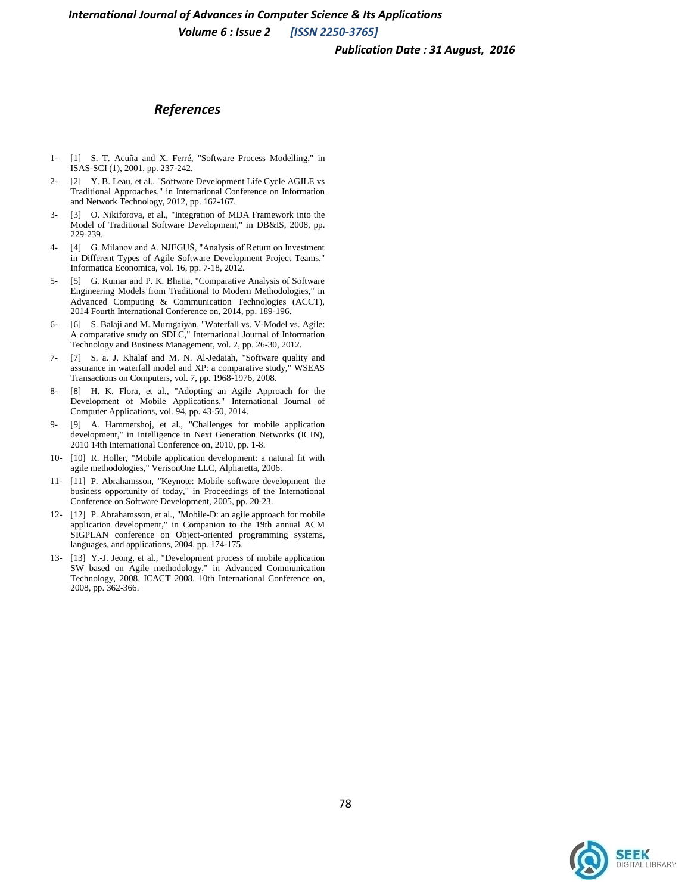## *References*

1- [1] S. T. Acuña and X. Ferré, "Software Process Modelling," in ISAS-SCI (1), 2001, pp. 237-242.

2- [2] Y. B. Leau, et al., "Software Development Life Cycle AGILE vs Traditional Approaches," in International Conference on Information and Network Technology, 2012, pp. 162-167.

3- [3] O. Nikiforova, et al., "Integration of MDA Framework into the Model of Traditional Software Development," in DB&IS, 2008, pp. 229-239.

4- [4] G. Milanov and A. NJEGUŠ, "Analysis of Return on Investment in Different Types of Agile Software Development Project Teams," Informatica Economica, vol. 16, pp. 7-18, 2012.

5- [5] G. Kumar and P. K. Bhatia, "Comparative Analysis of Software Engineering Models from Traditional to Modern Methodologies," in Advanced Computing & Communication Technologies (ACCT), 2014 Fourth International Conference on, 2014, pp. 189-196.

6- [6] S. Balaji and M. Murugaiyan, "Waterfall vs. V-Model vs. Agile: A comparative study on SDLC," International Journal of Information Technology and Business Management, vol. 2, pp. 26-30, 2012.

7- [7] S. a. J. Khalaf and M. N. Al-Jedaiah, "Software quality and assurance in waterfall model and XP: a comparative study," WSEAS Transactions on Computers, vol. 7, pp. 1968-1976, 2008.

8- [8] H. K. Flora, et al., "Adopting an Agile Approach for the Development of Mobile Applications," International Journal of Computer Applications, vol. 94, pp. 43-50, 2014.

9- [9] A. Hammershoj, et al., "Challenges for mobile application development," in Intelligence in Next Generation Networks (ICIN), 2010 14th International Conference on, 2010, pp. 1-8.

10- [10] R. Holler, "Mobile application development: a natural fit with agile methodologies," VerisonOne LLC, Alpharetta, 2006.

11- [11] P. Abrahamsson, "Keynote: Mobile software development–the business opportunity of today," in Proceedings of the International Conference on Software Development, 2005, pp. 20-23.

12- [12] P. Abrahamsson, et al., "Mobile-D: an agile approach for mobile application development," in Companion to the 19th annual ACM SIGPLAN conference on Object-oriented programming systems, languages, and applications, 2004, pp. 174-175.

13- [13] Y.-J. Jeong, et al., "Development process of mobile application SW based on Agile methodology," in Advanced Communication Technology, 2008. ICACT 2008. 10th International Conference on, 2008, pp. 362-366.